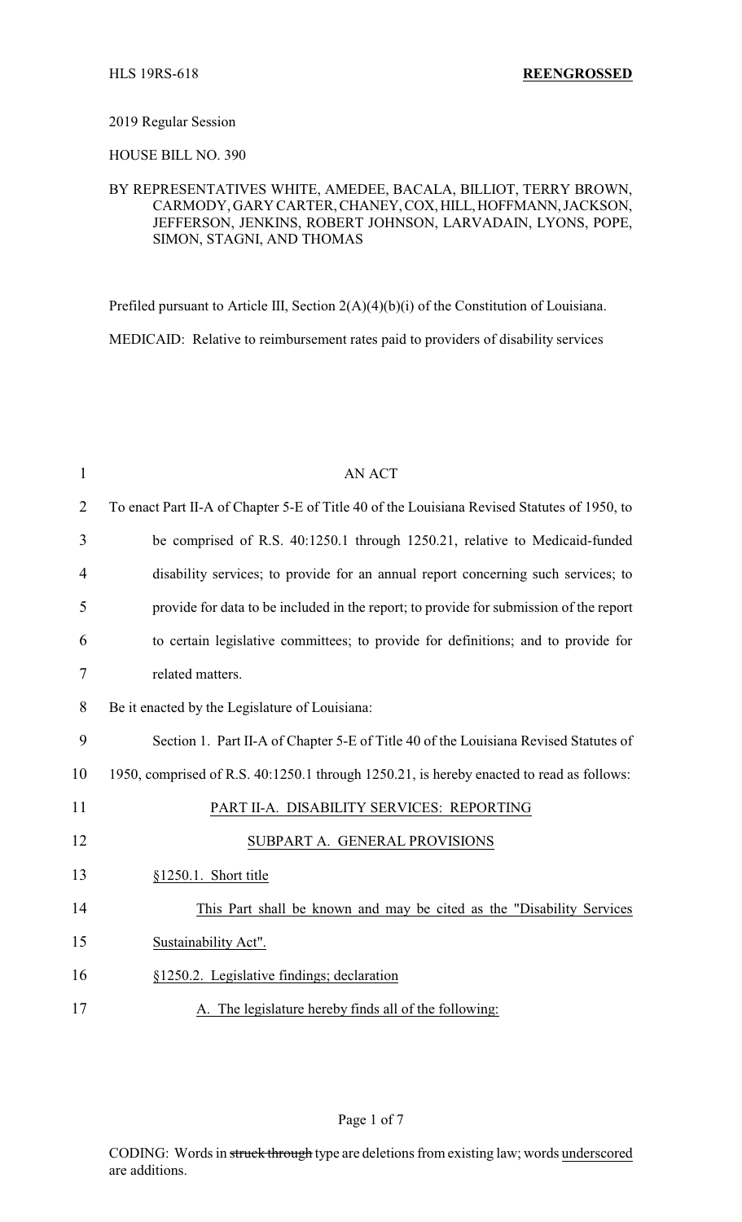HLS 19RS-618 **REENGROSSED**

2019 Regular Session

HOUSE BILL NO. 390

BY REPRESENTATIVES WHITE, AMEDEE, BACALA, BILLIOT, TERRY BROWN, CARMODY, GARY CARTER, CHANEY, COX, HILL, HOFFMANN, JACKSON, JEFFERSON, JENKINS, ROBERT JOHNSON, LARVADAIN, LYONS, POPE, SIMON, STAGNI, AND THOMAS

Prefiled pursuant to Article III, Section 2(A)(4)(b)(i) of the Constitution of Louisiana.

MEDICAID: Relative to reimbursement rates paid to providers of disability services

AN ACT

To enact Part II-A of Chapter 5-E of Title 40 of the Louisiana Revised Statutes of 1950, to be comprised of R.S. 40:1250.1 through 1250.21, relative to Medicaid-funded disability services; to provide for an annual report concerning such services; to provide for data to be included in the report; to provide for submission of the report to certain legislative committees; to provide for definitions; and to provide for related matters.

Be it enacted by the Legislature of Louisiana:

Section 1. Part II-A of Chapter 5-E of Title 40 of the Louisiana Revised Statutes of 1950, comprised of R.S. 40:1250.1 through 1250.21, is hereby enacted to read as follows:

PART II-A. DISABILITY SERVICES: REPORTING

SUBPART A. GENERAL PROVISIONS

§1250.1. Short title

This Part shall be known and may be cited as the "Disability Services Sustainability Act".

§1250.2. Legislative findings; declaration

A. The legislature hereby finds all of the following:

CODING: Words in ~~struck through~~ type are deletions from existing law; words underscored are additions.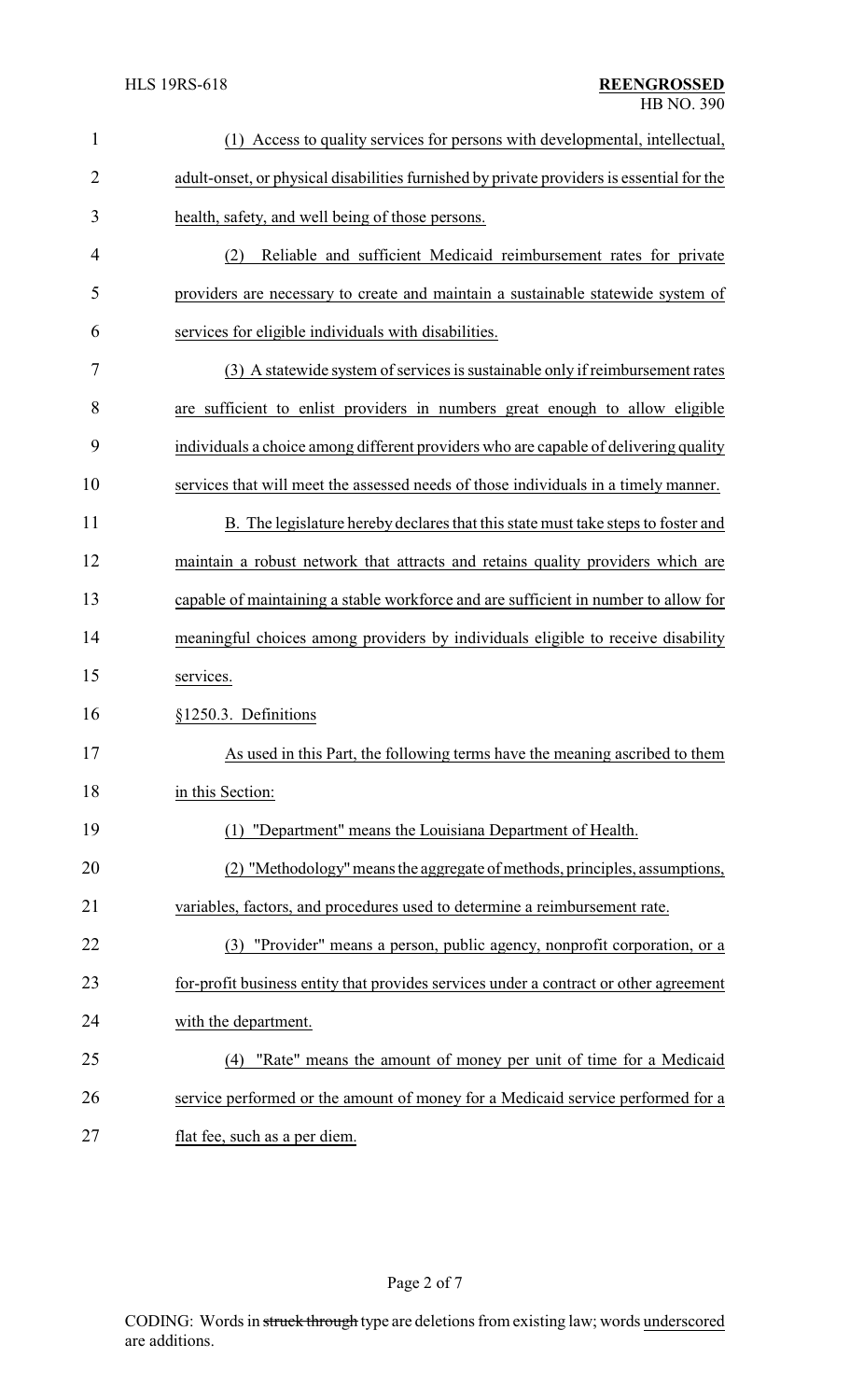(1) Access to quality services for persons with developmental, intellectual, adult-onset, or physical disabilities furnished by private providers is essential for the health, safety, and well being of those persons.

(2) Reliable and sufficient Medicaid reimbursement rates for private providers are necessary to create and maintain a sustainable statewide system of services for eligible individuals with disabilities.

(3) A statewide system of services is sustainable only if reimbursement rates are sufficient to enlist providers in numbers great enough to allow eligible individuals a choice among different providers who are capable of delivering quality services that will meet the assessed needs of those individuals in a timely manner.

B. The legislature hereby declares that this state must take steps to foster and maintain a robust network that attracts and retains quality providers which are capable of maintaining a stable workforce and are sufficient in number to allow for meaningful choices among providers by individuals eligible to receive disability services.

§1250.3. Definitions

As used in this Part, the following terms have the meaning ascribed to them in this Section:

(1) "Department" means the Louisiana Department of Health.

(2) "Methodology" means the aggregate of methods, principles, assumptions, variables, factors, and procedures used to determine a reimbursement rate.

(3) "Provider" means a person, public agency, nonprofit corporation, or a for-profit business entity that provides services under a contract or other agreement with the department.

(4) "Rate" means the amount of money per unit of time for a Medicaid service performed or the amount of money for a Medicaid service performed for a flat fee, such as a per diem.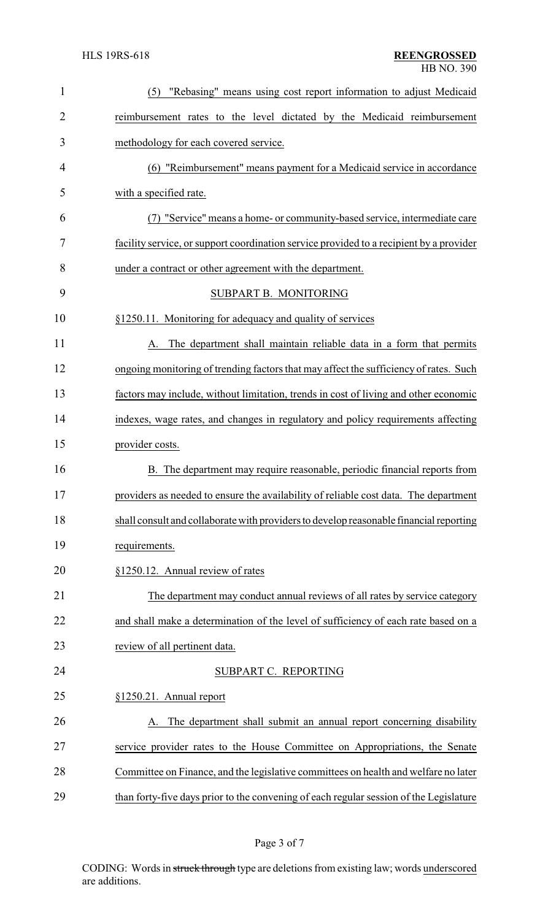(5) "Rebasing" means using cost report information to adjust Medicaid reimbursement rates to the level dictated by the Medicaid reimbursement methodology for each covered service.

(6) "Reimbursement" means payment for a Medicaid service in accordance with a specified rate.

(7) "Service" means a home- or community-based service, intermediate care facility service, or support coordination service provided to a recipient by a provider under a contract or other agreement with the department.

SUBPART B. MONITORING

§1250.11. Monitoring for adequacy and quality of services

A. The department shall maintain reliable data in a form that permits ongoing monitoring of trending factors that may affect the sufficiency of rates. Such factors may include, without limitation, trends in cost of living and other economic indexes, wage rates, and changes in regulatory and policy requirements affecting provider costs.

B. The department may require reasonable, periodic financial reports from providers as needed to ensure the availability of reliable cost data. The department shall consult and collaborate with providers to develop reasonable financial reporting requirements.

§1250.12. Annual review of rates

The department may conduct annual reviews of all rates by service category and shall make a determination of the level of sufficiency of each rate based on a review of all pertinent data.

SUBPART C. REPORTING

§1250.21. Annual report

A. The department shall submit an annual report concerning disability service provider rates to the House Committee on Appropriations, the Senate Committee on Finance, and the legislative committees on health and welfare no later than forty-five days prior to the convening of each regular session of the Legislature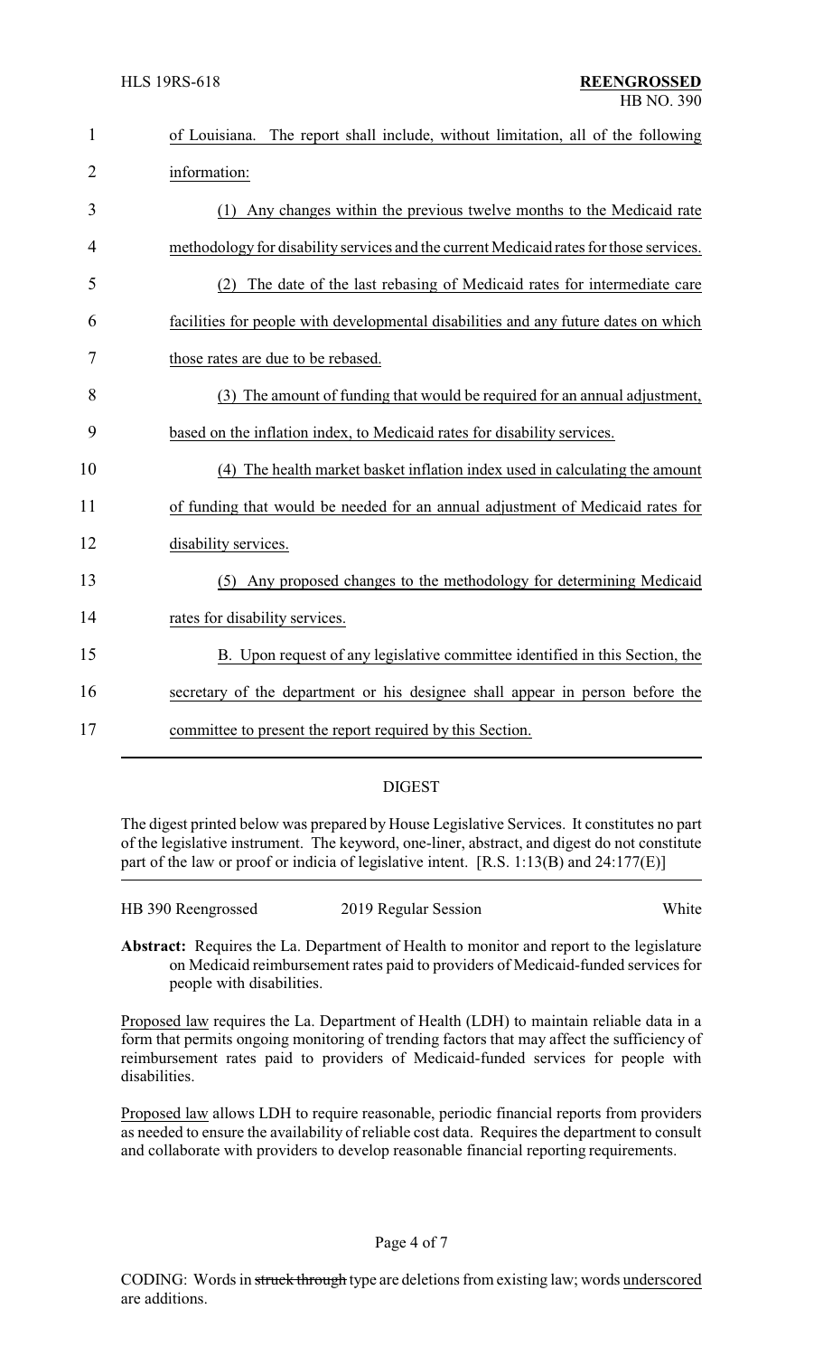of Louisiana. The report shall include, without limitation, all of the following information:

(1) Any changes within the previous twelve months to the Medicaid rate methodology for disability services and the current Medicaid rates for those services.

(2) The date of the last rebasing of Medicaid rates for intermediate care facilities for people with developmental disabilities and any future dates on which those rates are due to be rebased.

(3) The amount of funding that would be required for an annual adjustment, based on the inflation index, to Medicaid rates for disability services.

(4) The health market basket inflation index used in calculating the amount of funding that would be needed for an annual adjustment of Medicaid rates for disability services.

(5) Any proposed changes to the methodology for determining Medicaid rates for disability services.

B. Upon request of any legislative committee identified in this Section, the secretary of the department or his designee shall appear in person before the committee to present the report required by this Section.

## DIGEST

The digest printed below was prepared by House Legislative Services. It constitutes no part of the legislative instrument. The keyword, one-liner, abstract, and digest do not constitute part of the law or proof or indicia of legislative intent. [R.S. 1:13(B) and 24:177(E)]

HB 390 Reengrossed 2019 Regular Session White

**Abstract:** Requires the La. Department of Health to monitor and report to the legislature on Medicaid reimbursement rates paid to providers of Medicaid-funded services for people with disabilities.

Proposed law requires the La. Department of Health (LDH) to maintain reliable data in a form that permits ongoing monitoring of trending factors that may affect the sufficiency of reimbursement rates paid to providers of Medicaid-funded services for people with disabilities.

Proposed law allows LDH to require reasonable, periodic financial reports from providers as needed to ensure the availability of reliable cost data. Requires the department to consult and collaborate with providers to develop reasonable financial reporting requirements.

CODING: Words in struck through type are deletions from existing law; words underscored are additions.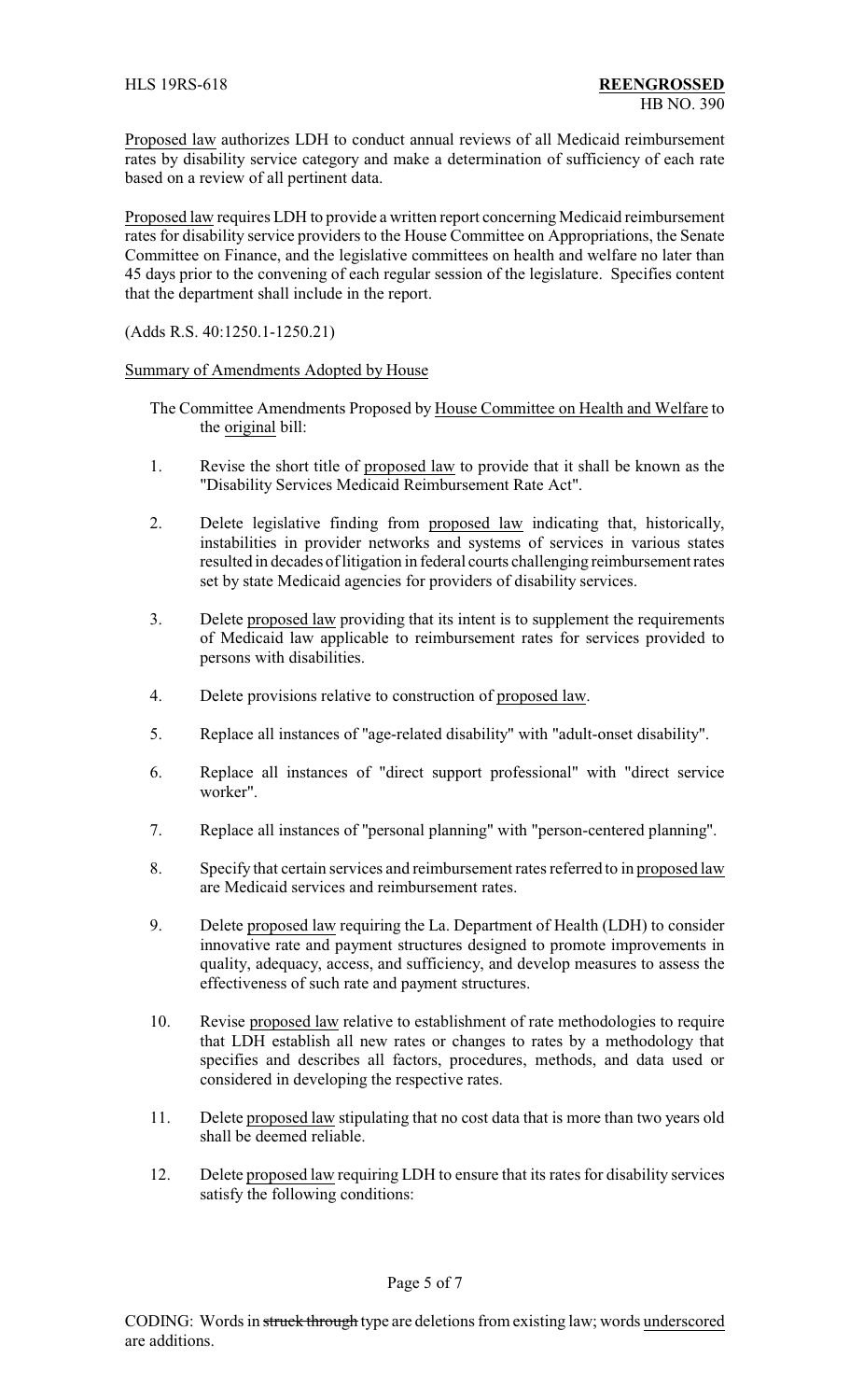Proposed law authorizes LDH to conduct annual reviews of all Medicaid reimbursement rates by disability service category and make a determination of sufficiency of each rate based on a review of all pertinent data.

Proposed law requires LDH to provide a written report concerning Medicaid reimbursement rates for disability service providers to the House Committee on Appropriations, the Senate Committee on Finance, and the legislative committees on health and welfare no later than 45 days prior to the convening of each regular session of the legislature. Specifies content that the department shall include in the report.

(Adds R.S. 40:1250.1-1250.21)

Summary of Amendments Adopted by House

The Committee Amendments Proposed by House Committee on Health and Welfare to the original bill:

1. Revise the short title of proposed law to provide that it shall be known as the "Disability Services Medicaid Reimbursement Rate Act".

2. Delete legislative finding from proposed law indicating that, historically, instabilities in provider networks and systems of services in various states resulted in decades of litigation in federal courts challenging reimbursement rates set by state Medicaid agencies for providers of disability services.

3. Delete proposed law providing that its intent is to supplement the requirements of Medicaid law applicable to reimbursement rates for services provided to persons with disabilities.

4. Delete provisions relative to construction of proposed law.

5. Replace all instances of "age-related disability" with "adult-onset disability".

6. Replace all instances of "direct support professional" with "direct service worker".

7. Replace all instances of "personal planning" with "person-centered planning".

8. Specify that certain services and reimbursement rates referred to in proposed law are Medicaid services and reimbursement rates.

9. Delete proposed law requiring the La. Department of Health (LDH) to consider innovative rate and payment structures designed to promote improvements in quality, adequacy, access, and sufficiency, and develop measures to assess the effectiveness of such rate and payment structures.

10. Revise proposed law relative to establishment of rate methodologies to require that LDH establish all new rates or changes to rates by a methodology that specifies and describes all factors, procedures, methods, and data used or considered in developing the respective rates.

11. Delete proposed law stipulating that no cost data that is more than two years old shall be deemed reliable.

12. Delete proposed law requiring LDH to ensure that its rates for disability services satisfy the following conditions: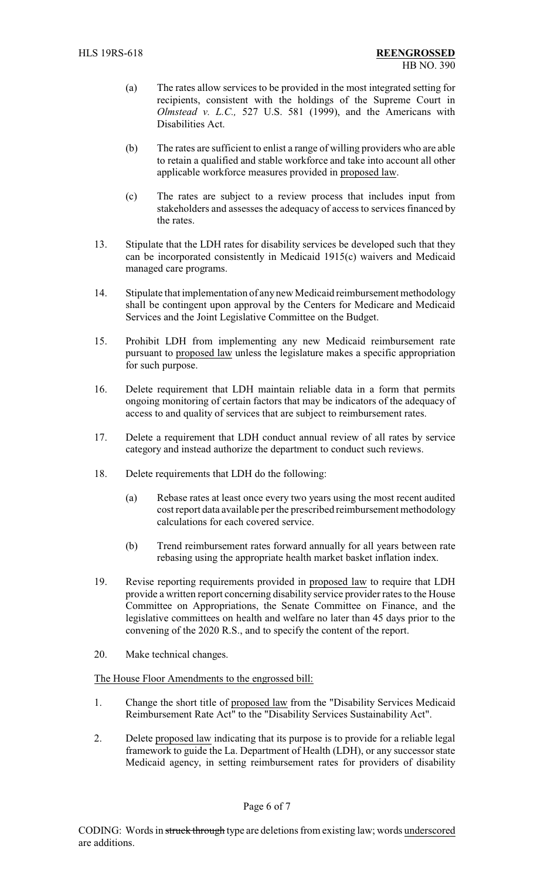(a) The rates allow services to be provided in the most integrated setting for recipients, consistent with the holdings of the Supreme Court in *Olmstead v. L.C.,* 527 U.S. 581 (1999), and the Americans with Disabilities Act.

(b) The rates are sufficient to enlist a range of willing providers who are able to retain a qualified and stable workforce and take into account all other applicable workforce measures provided in proposed law.

(c) The rates are subject to a review process that includes input from stakeholders and assesses the adequacy of access to services financed by the rates.

13. Stipulate that the LDH rates for disability services be developed such that they can be incorporated consistently in Medicaid 1915(c) waivers and Medicaid managed care programs.

14. Stipulate that implementation of any new Medicaid reimbursement methodology shall be contingent upon approval by the Centers for Medicare and Medicaid Services and the Joint Legislative Committee on the Budget.

15. Prohibit LDH from implementing any new Medicaid reimbursement rate pursuant to proposed law unless the legislature makes a specific appropriation for such purpose.

16. Delete requirement that LDH maintain reliable data in a form that permits ongoing monitoring of certain factors that may be indicators of the adequacy of access to and quality of services that are subject to reimbursement rates.

17. Delete a requirement that LDH conduct annual review of all rates by service category and instead authorize the department to conduct such reviews.

18. Delete requirements that LDH do the following:

(a) Rebase rates at least once every two years using the most recent audited cost report data available per the prescribed reimbursement methodology calculations for each covered service.

(b) Trend reimbursement rates forward annually for all years between rate rebasing using the appropriate health market basket inflation index.

19. Revise reporting requirements provided in proposed law to require that LDH provide a written report concerning disability service provider rates to the House Committee on Appropriations, the Senate Committee on Finance, and the legislative committees on health and welfare no later than 45 days prior to the convening of the 2020 R.S., and to specify the content of the report.

20. Make technical changes.

The House Floor Amendments to the engrossed bill:

1. Change the short title of proposed law from the "Disability Services Medicaid Reimbursement Rate Act" to the "Disability Services Sustainability Act".

2. Delete proposed law indicating that its purpose is to provide for a reliable legal framework to guide the La. Department of Health (LDH), or any successor state Medicaid agency, in setting reimbursement rates for providers of disability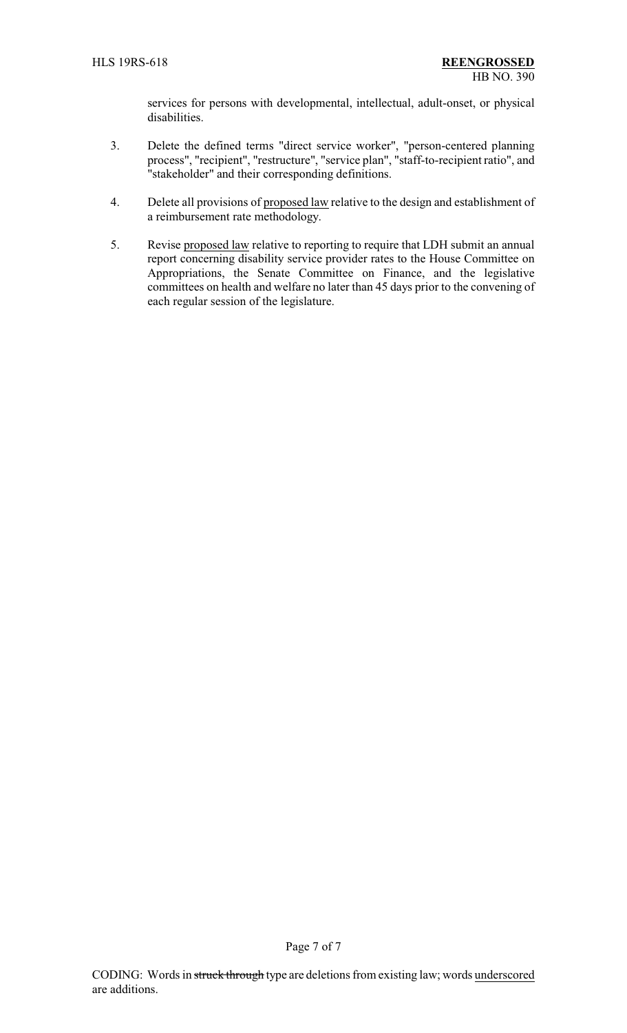services for persons with developmental, intellectual, adult-onset, or physical disabilities.

3. Delete the defined terms "direct service worker", "person-centered planning process", "recipient", "restructure", "service plan", "staff-to-recipient ratio", and "stakeholder" and their corresponding definitions.

4. Delete all provisions of <u>proposed law</u> relative to the design and establishment of a reimbursement rate methodology.

5. Revise <u>proposed law</u> relative to reporting to require that LDH submit an annual report concerning disability service provider rates to the House Committee on Appropriations, the Senate Committee on Finance, and the legislative committees on health and welfare no later than 45 days prior to the convening of each regular session of the legislature.

CODING: Words in ~~struck through~~ type are deletions from existing law; words <u>underscored</u> are additions.